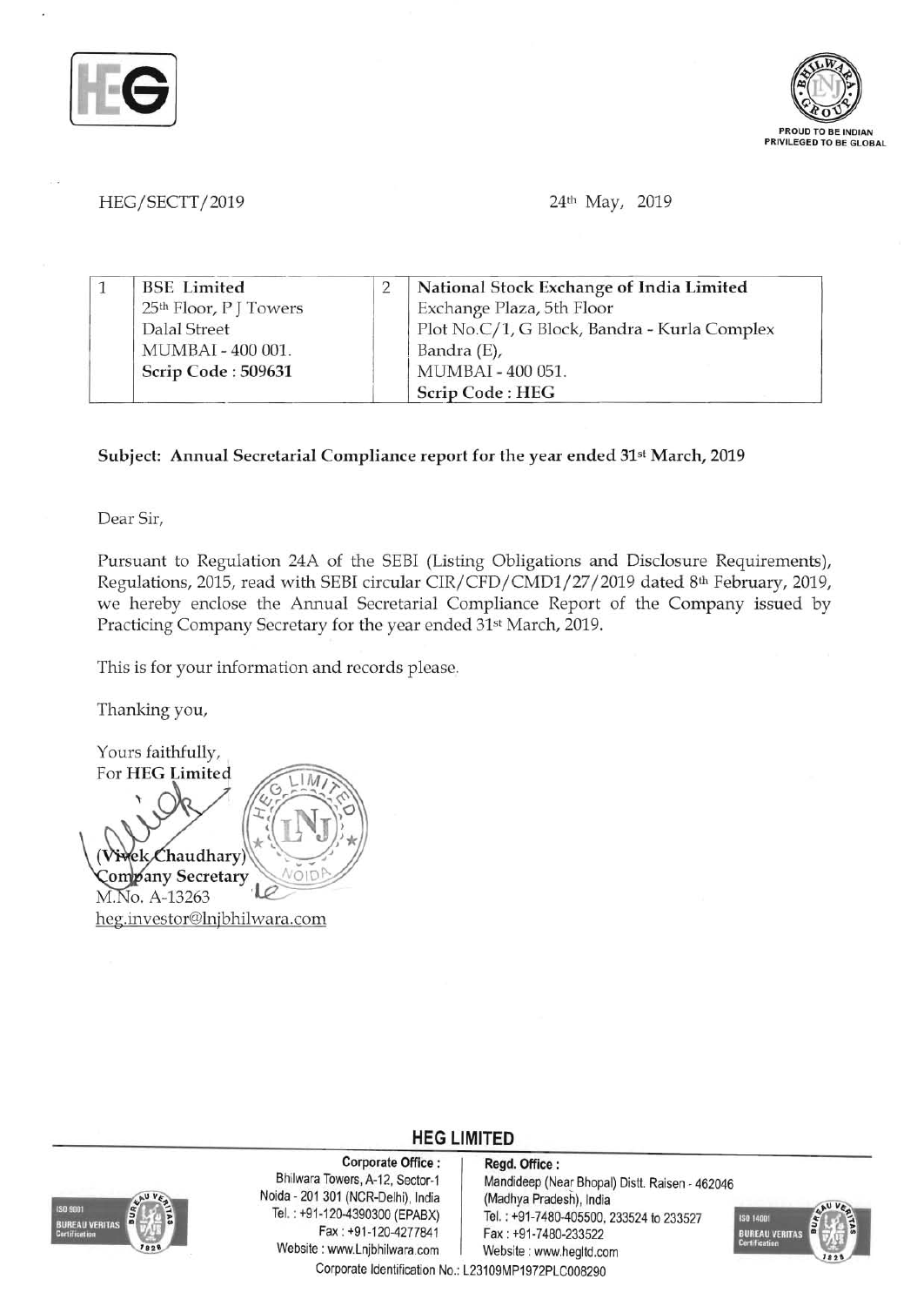HEG/SECTT/2019

24th May, 2019

| 1 | BSE Limited<br>25th Floor, P J Towers<br>Dalal Street<br>MUMBAI - 400 001.<br>**Scrip Code : 509631** | 2 | **National Stock Exchange of India Limited**<br>Exchange Plaza, 5th Floor<br>Plot No.C/1, G Block, Bandra - Kurla Complex<br>Bandra (E),<br>MUMBAI - 400 051.<br>**Scrip Code : HEG** |
|---|---|---|---|

**Subject: Annual Secretarial Compliance report for the year ended 31st March, 2019**

Dear Sir,

Pursuant to Regulation 24A of the SEBI (Listing Obligations and Disclosure Requirements), Regulations, 2015, read with SEBI circular CIR/CFD/CMD1/27/2019 dated 8th February, 2019, we hereby enclose the Annual Secretarial Compliance Report of the Company issued by Practicing Company Secretary for the year ended 31st March, 2019.

This is for your information and records please.

Thanking you,

Yours faithfully,
For **HEG Limited**

(Vivek Chaudhary)
**Company Secretary**
M.No. A-13263
heg.investor@lnjbhilwara.com

**HEG LIMITED**

**Corporate Office :**
Bhilwara Towers, A-12, Sector-1
Noida - 201 301 (NCR-Delhi), India
Tel. : +91-120-4390300 (EPABX)
Fax : +91-120-4277841
Website : www.Lnjbhilwara.com

**Regd. Office :**
Mandideep (Near Bhopal) Distt. Raisen - 462046
(Madhya Pradesh), India
Tel. : +91-7480-405500, 233524 to 233527
Fax : +91-7480-233522
Website : www.hegltd.com

Corporate Identification No.: L23109MP1972PLC008290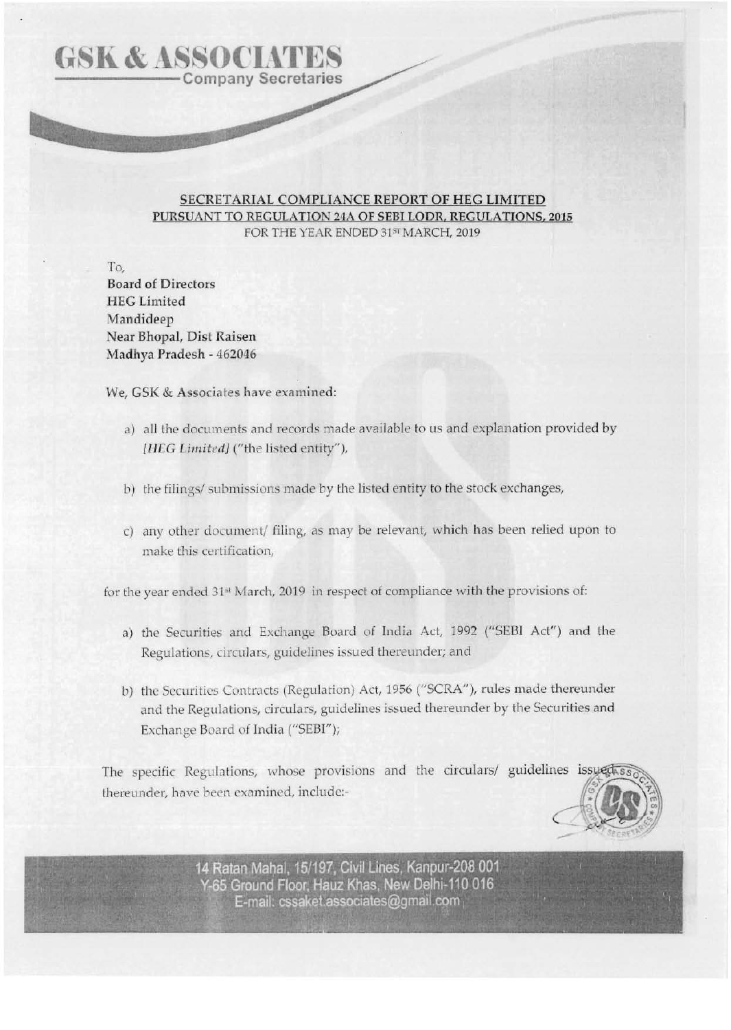**GSK & ASSOCIATES**
Company Secretaries

## SECRETARIAL COMPLIANCE REPORT OF HEG LIMITED PURSUANT TO REGULATION 24A OF SEBI LODR, REGULATIONS, 2015

FOR THE YEAR ENDED 31[ST] MARCH, 2019

To,
Board of Directors
HEG Limited
Mandideep
Near Bhopal, Dist Raisen
Madhya Pradesh - 462046

We, GSK & Associates have examined:

a) all the documents and records made available to us and explanation provided by *[HEG Limited]* ("the listed entity"),

b) the filings/ submissions made by the listed entity to the stock exchanges,

c) any other document/ filing, as may be relevant, which has been relied upon to make this certification,

for the year ended 31[st] March, 2019 in respect of compliance with the provisions of:

a) the Securities and Exchange Board of India Act, 1992 ("SEBI Act") and the Regulations, circulars, guidelines issued thereunder; and

b) the Securities Contracts (Regulation) Act, 1956 ("SCRA"), rules made thereunder and the Regulations, circulars, guidelines issued thereunder by the Securities and Exchange Board of India ("SEBI");

The specific Regulations, whose provisions and the circulars/ guidelines issued thereunder, have been examined, include:-

14 Ratan Mahal, 15/197, Civil Lines, Kanpur-208 001
Y-65 Ground Floor, Hauz Khas, New Delhi-110 016
E-mail: cssaket.associates@gmail.com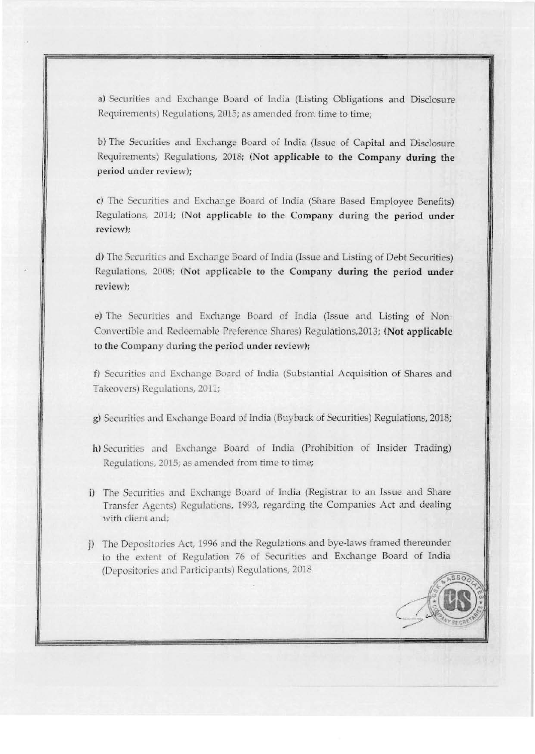a) Securities and Exchange Board of India (Listing Obligations and Disclosure Requirements) Regulations, 2015; as amended from time to time;

b) The Securities and Exchange Board of India (Issue of Capital and Disclosure Requirements) Regulations, 2018; **(Not applicable to the Company during the period under review)**;

c) The Securities and Exchange Board of India (Share Based Employee Benefits) Regulations, 2014; **(Not applicable to the Company during the period under review)**;

d) The Securities and Exchange Board of India (Issue and Listing of Debt Securities) Regulations, 2008; **(Not applicable to the Company during the period under review)**;

e) The Securities and Exchange Board of India (Issue and Listing of Non-Convertible and Redeemable Preference Shares) Regulations,2013; **(Not applicable to the Company during the period under review)**;

f) Securities and Exchange Board of India (Substantial Acquisition of Shares and Takeovers) Regulations, 2011;

g) Securities and Exchange Board of India (Buyback of Securities) Regulations, 2018;

h) Securities and Exchange Board of India (Prohibition of Insider Trading) Regulations, 2015; as amended from time to time;

i) The Securities and Exchange Board of India (Registrar to an Issue and Share Transfer Agents) Regulations, 1993, regarding the Companies Act and dealing with client and;

j) The Depositories Act, 1996 and the Regulations and bye-laws framed thereunder to the extent of Regulation 76 of Securities and Exchange Board of India (Depositories and Participants) Regulations, 2018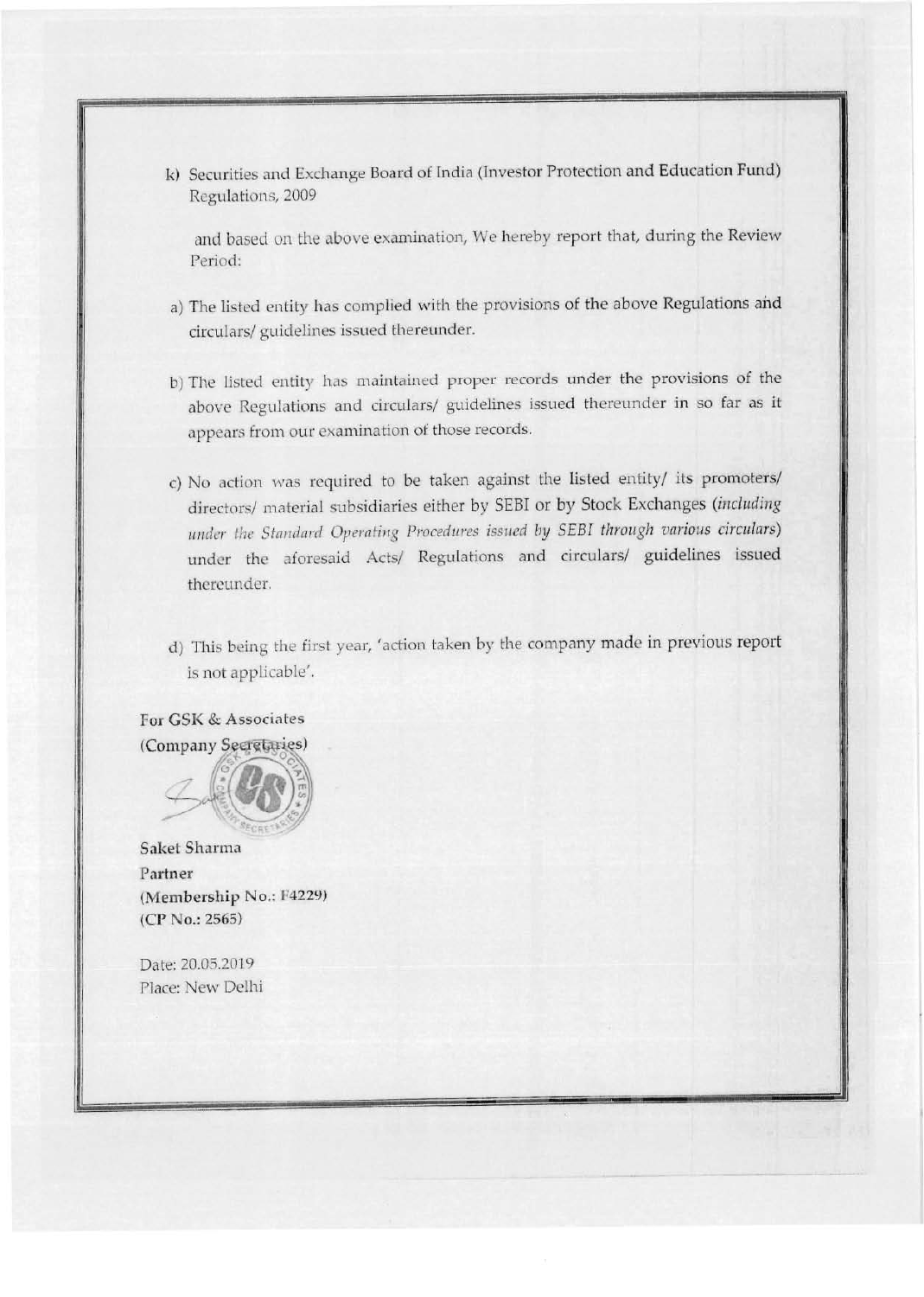k) Securities and Exchange Board of India (Investor Protection and Education Fund) Regulations, 2009

and based on the above examination, We hereby report that, during the Review Period:

a) The listed entity has complied with the provisions of the above Regulations and circulars/ guidelines issued thereunder.

b) The listed entity has maintained proper records under the provisions of the above Regulations and circulars/ guidelines issued thereunder in so far as it appears from our examination of those records.

c) No action was required to be taken against the listed entity/ its promoters/ directors/ material subsidiaries either by SEBI or by Stock Exchanges (*including under the Standard Operating Procedures issued by SEBI through various circulars*) under the aforesaid Acts/ Regulations and circulars/ guidelines issued thereunder.

d) This being the first year, 'action taken by the company made in previous report is not applicable'.

For GSK & Associates
(Company Secretaries)

Saket Sharma
Partner
(Membership No.: F4229)
(CP No.: 2565)

Date: 20.05.2019
Place: New Delhi